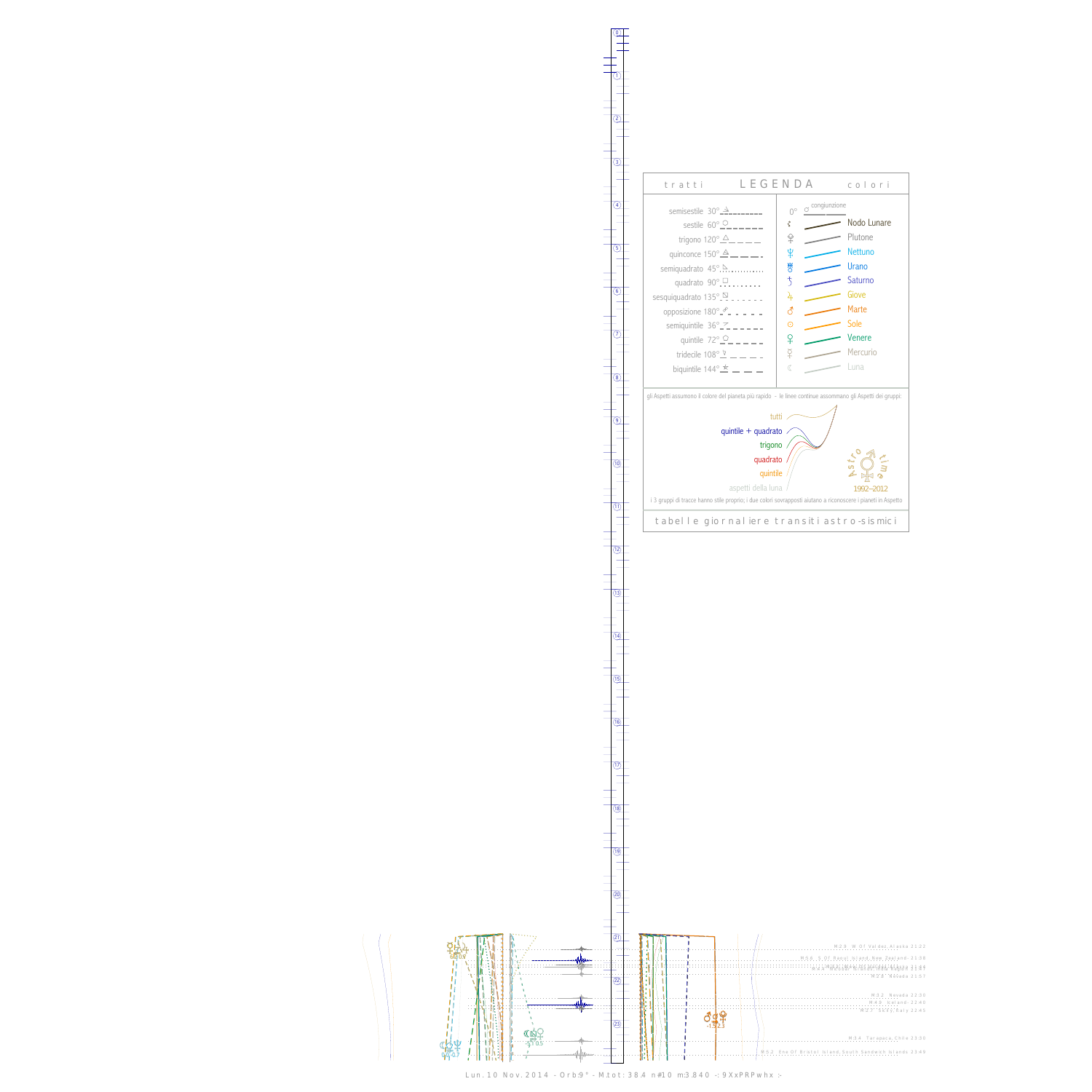tratti LEGENDA colori

semisestile 30°
sestile 60°
trigono 120°
quinconce 150°
semiquadrato 45°
quadrato 90°
sesquiquadrato 135°
opposizione 180°
semiquintile 36°
quintile 72°
tridecile 108°
biquintile 144°

0° congiunzione
Nodo Lunare
Plutone
Nettuno
Urano
Saturno
Giove
Marte
Sole
Venere
Mercurio
Luna

gli Aspetti assumono il colore del pianeta più rapido - le linee continue assommano gli Aspetti dei gruppi:

tutti
quintile + quadrato
trigono
quadrato
quintile
aspetti della luna

Astro time 1992–2012

i 3 gruppi di tracce hanno stile proprio; i due colori sovrapposti aiutano a riconoscere i pianeti in Aspetto

tabelle giornaliere transiti astro-sismici

M 2.9 W Of Valdez, Alaska 21:22
M 5.6 S Of Raoul Island, New Zealand 21:38
M 2.3 Nevada 21:57
M 3.2 Nevada 22:30
M 4.9 Iceland 22:40
M 2.1 Sicily, Italy 22:45
M 3.4 Tarapaca, Chile 23:30
M 5.2 Ene Of Bristol Island, South Sandwich Islands 23:49

Lun. 10 Nov. 2014 - Orb:9° - M.tot: 38.4 n#10 m:3.840 -: 9XxPRPwhx :-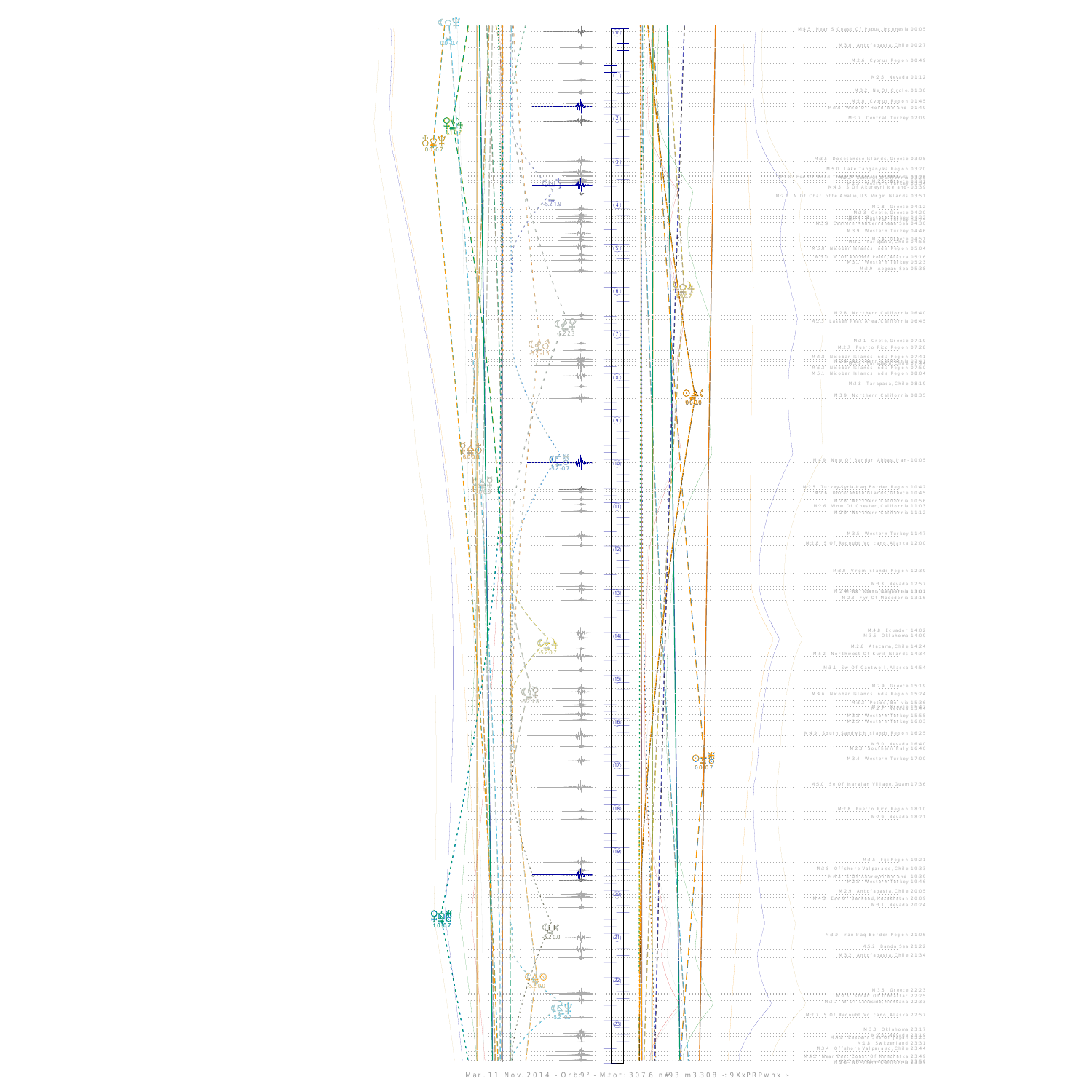M 4.5 Near S Coast Of Papua, Indonesia 00:05
M 3.0 Antofagasta, Chile 00:27
M 2.6 Cyprus Region 00:49
M 2.8 Nevada 01:12
M 3.2 Nw Of Circle 01:30
M 3.0 Cyprus Region 01:45
M 4.6 Wnw Of Hurd Island 01:49
M 3.7 Central Turkey 02:09
M 3.3 Dodecanese Islands, Greece 03:05
M 5.0 Lake Tanganyika Region 03:20
M 4.8 S Of Abashiri, Hokkaido 03:30
M 2.7 N Of Charlotte Amalie, U.S. Virgin Islands 03:51
M 2.8 Greece 04:12
M 2.1 Crete, Greece 04:20
M 3.0 Western Turkey 04:46
M 5.0 Nicobar Islands, India Region 05:04
M 3.3 Western Turkey 05:23
M 2.9 Aegean Sea 05:38
M 2.8 Northern California 06:40
M 2.5 Lassen Peak Area, California 06:45
M 2.1 Crete, Greece 07:19
M 2.7 Puerto Rico Region 07:28
M 4.8 Nicobar Islands, India Region 07:41
M 5.3 Nicobar Islands, India Region 07:59
M 5.1 Nicobar Islands, India Region 08:04
M 2.8 Tarapaca, Chile 08:19
M 3.8 Northern California 08:35
M 4.6 Nnw Of Bandar Abbas, Iran 10:05
M 2.5 Turkey-Syria-Iraq Border Region 10:42
M 2.6 Dodecanese Islands, Greece 10:45
M 2.8 Northern California 10:56
M 2.8 Northern California 11:12
M 3.5 Western Turkey 11:47
M 3.6 S Of Redoubt Volcano, Alaska 12:00
M 3.0 Virgin Islands Region 12:39
M 2.3 Nevada 12:57
M 2.3 Fyr Of Macedonia 13:16
M 4.8 Ecuador 14:02
M 3.1 Oklahoma 14:09
M 2.6 Atacama, Chile 14:24
M 5.2 Northwest Of Kuril Islands 14:34
M 3.1 Sw Of Cantwell, Alaska 14:54
M 2.8 Greece 15:19
M 4.8 Nicobar Islands, India Region 15:24
M 3.0 Western Turkey 15:55
M 2.5 Western Turkey 16:03
M 4.6 South Sandwich Islands Region 16:25
M 3.0 Nevada 16:40
M 2.3 Southern Italy 16:40
M 3.4 Western Turkey 17:00
M 5.0 Se Of Ha-ajan Village, Guam 17:36
M 2.8 Puerto Rico Region 18:10
M 2.6 Nevada 18:21
M 4.5 Fiji Region 19:21
M 3.8 Offshore Valparaiso, Chile 19:33
M 2.5 Western Turkey 19:46
M 2.9 Antofagasta, Chile 20:05
M 4.7 Ssw Of Sarkand, Kazakhstan 20:09
M 3.1 Nevada 20:24
M 3.8 Iran-Iraq Border Region 21:06
M 5.2 Banda Sea 21:22
M 3.2 Antofagasta, Chile 21:34
M 3.1 Greece 22:23
M 3.7 W Of Lakeview, Montana 22:33
M 2.7 S Of Redoubt Volcano, Alaska 22:57
M 3.0 Oklahoma 23:17
M 2.8 Switzerland 23:31
M 3.4 Offshore Valparaiso, Chile 23:44
M 4.2 Near East Coast Of Kamchatka 23:49

Mar. 11 Nov. 2014 - Orb:9° - M.tot: 307.6 n#93 m:3.308 -: 9XxPRPwhx :-